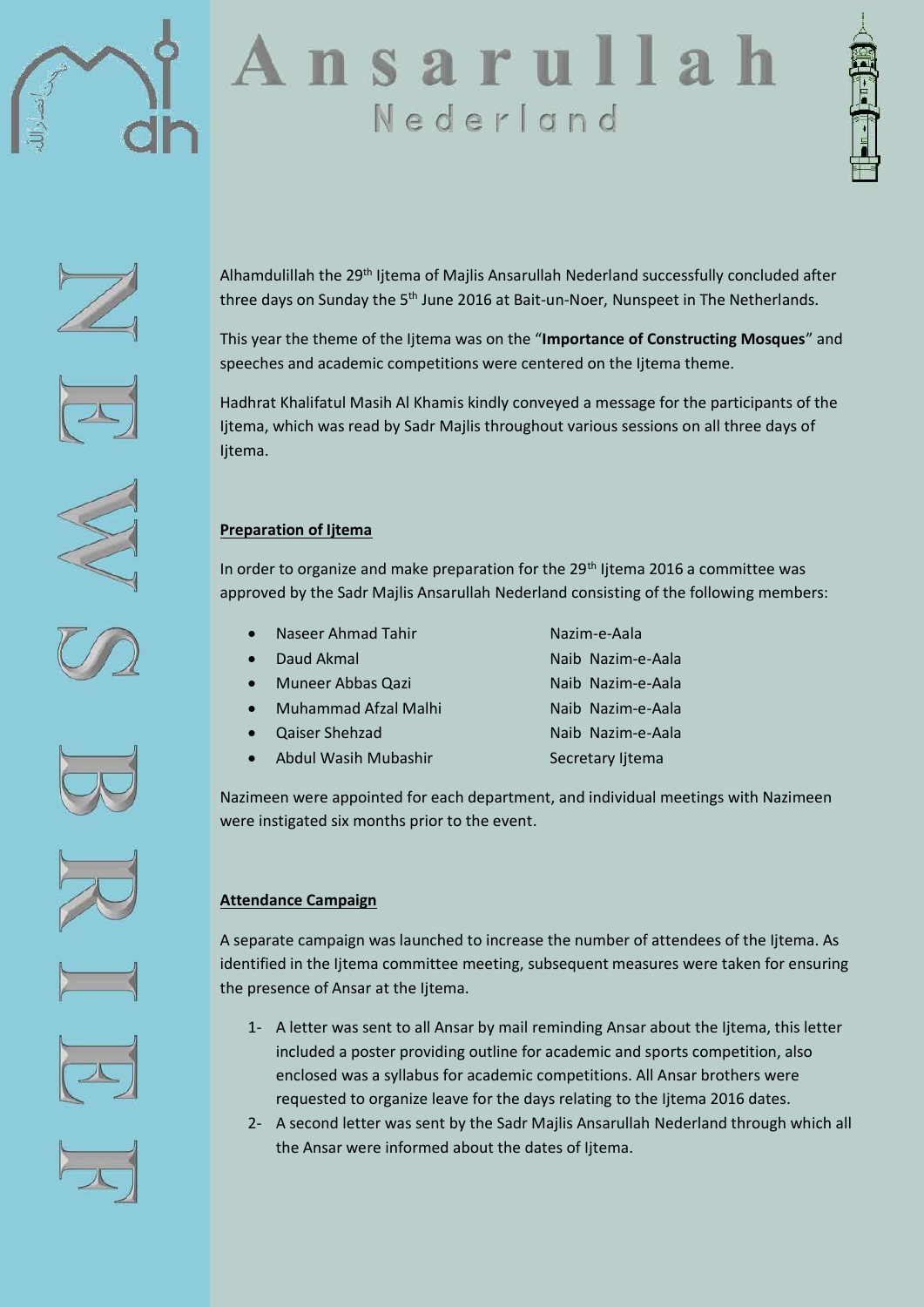# Ansarullah Nederland

NEWS BRIEF

Alhamdulillah the 29th Ijtema of Majlis Ansarullah Nederland successfully concluded after three days on Sunday the 5th June 2016 at Bait-un-Noer, Nunspeet in The Netherlands.

This year the theme of the Ijtema was on the "**Importance of Constructing Mosques**" and speeches and academic competitions were centered on the Ijtema theme.

Hadhrat Khalifatul Masih Al Khamis kindly conveyed a message for the participants of the Ijtema, which was read by Sadr Majlis throughout various sessions on all three days of Ijtema.

**Preparation of Ijtema**

In order to organize and make preparation for the 29th Ijtema 2016 a committee was approved by the Sadr Majlis Ansarullah Nederland consisting of the following members:

- Naseer Ahmad Tahir — Nazim-e-Aala
- Daud Akmal — Naib Nazim-e-Aala
- Muneer Abbas Qazi — Naib Nazim-e-Aala
- Muhammad Afzal Malhi — Naib Nazim-e-Aala
- Qaiser Shehzad — Naib Nazim-e-Aala
- Abdul Wasih Mubashir — Secretary Ijtema

Nazimeen were appointed for each department, and individual meetings with Nazimeen were instigated six months prior to the event.

**Attendance Campaign**

A separate campaign was launched to increase the number of attendees of the Ijtema. As identified in the Ijtema committee meeting, subsequent measures were taken for ensuring the presence of Ansar at the Ijtema.

1- A letter was sent to all Ansar by mail reminding Ansar about the Ijtema, this letter included a poster providing outline for academic and sports competition, also enclosed was a syllabus for academic competitions. All Ansar brothers were requested to organize leave for the days relating to the Ijtema 2016 dates.

2- A second letter was sent by the Sadr Majlis Ansarullah Nederland through which all the Ansar were informed about the dates of Ijtema.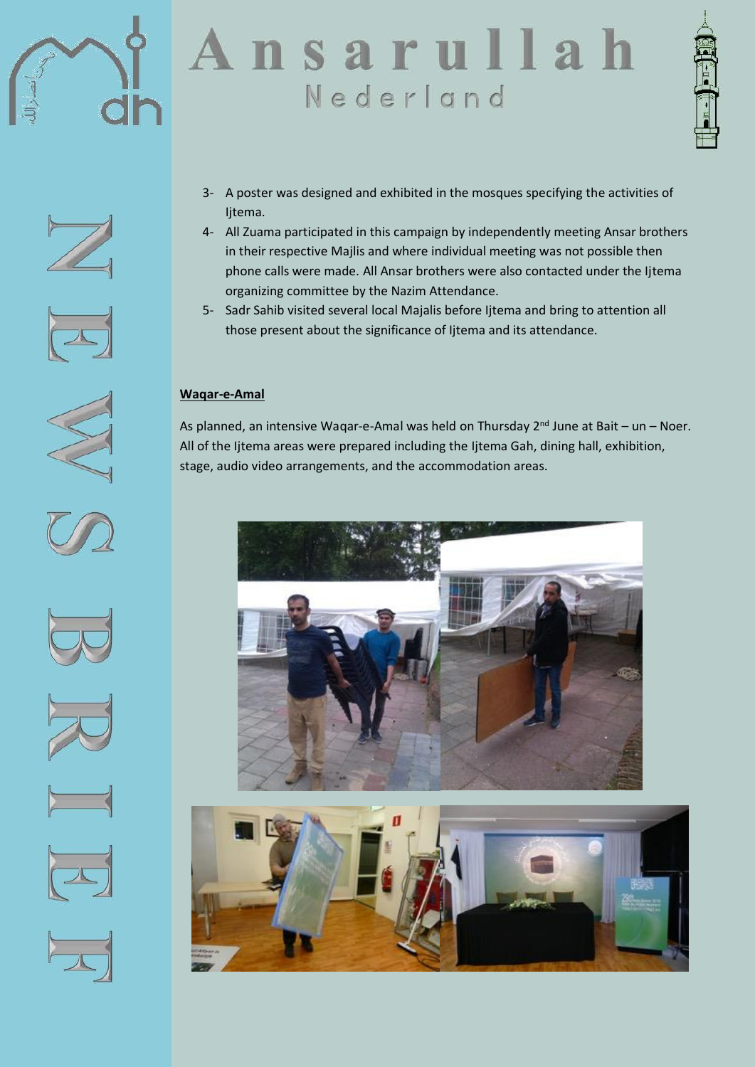3- A poster was designed and exhibited in the mosques specifying the activities of Ijtema.
4- All Zuama participated in this campaign by independently meeting Ansar brothers in their respective Majlis and where individual meeting was not possible then phone calls were made. All Ansar brothers were also contacted under the Ijtema organizing committee by the Nazim Attendance.
5- Sadr Sahib visited several local Majalis before Ijtema and bring to attention all those present about the significance of Ijtema and its attendance.

**Waqar-e-Amal**

As planned, an intensive Waqar-e-Amal was held on Thursday 2nd June at Bait – un – Noer. All of the Ijtema areas were prepared including the Ijtema Gah, dining hall, exhibition, stage, audio video arrangements, and the accommodation areas.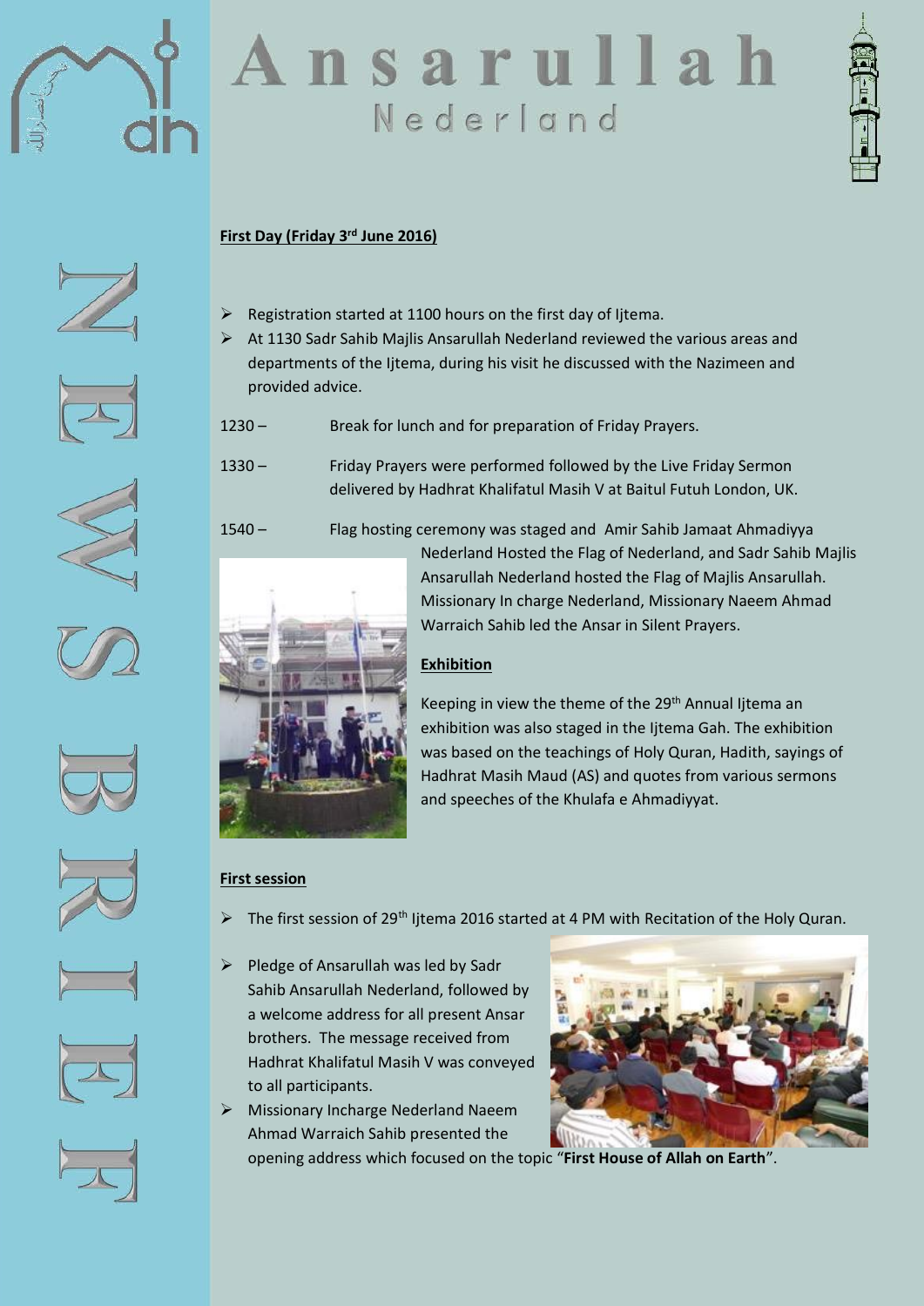**First Day (Friday 3rd June 2016)**

- Registration started at 1100 hours on the first day of Ijtema.
- At 1130 Sadr Sahib Majlis Ansarullah Nederland reviewed the various areas and departments of the Ijtema, during his visit he discussed with the Nazimeen and provided advice.

1230 – Break for lunch and for preparation of Friday Prayers.

1330 – Friday Prayers were performed followed by the Live Friday Sermon delivered by Hadhrat Khalifatul Masih V at Baitul Futuh London, UK.

1540 – Flag hosting ceremony was staged and Amir Sahib Jamaat Ahmadiyya Nederland Hosted the Flag of Nederland, and Sadr Sahib Majlis Ansarullah Nederland hosted the Flag of Majlis Ansarullah. Missionary In charge Nederland, Missionary Naeem Ahmad Warraich Sahib led the Ansar in Silent Prayers.

**Exhibition**

Keeping in view the theme of the 29th Annual Ijtema an exhibition was also staged in the Ijtema Gah. The exhibition was based on the teachings of Holy Quran, Hadith, sayings of Hadhrat Masih Maud (AS) and quotes from various sermons and speeches of the Khulafa e Ahmadiyyat.

**First session**

- The first session of 29th Ijtema 2016 started at 4 PM with Recitation of the Holy Quran.
- Pledge of Ansarullah was led by Sadr Sahib Ansarullah Nederland, followed by a welcome address for all present Ansar brothers. The message received from Hadhrat Khalifatul Masih V was conveyed to all participants.
- Missionary Incharge Nederland Naeem Ahmad Warraich Sahib presented the opening address which focused on the topic "**First House of Allah on Earth**".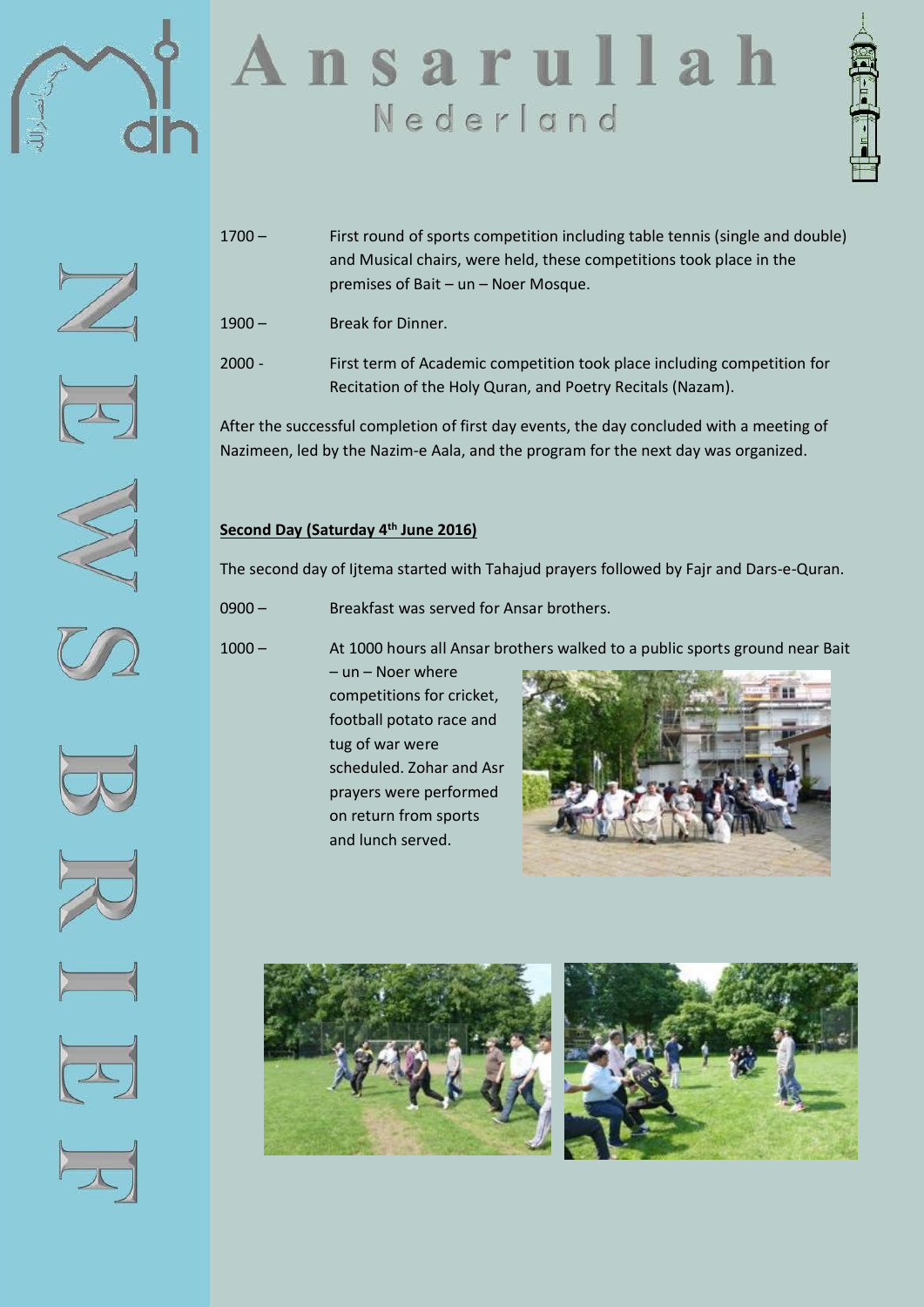1700 – First round of sports competition including table tennis (single and double) and Musical chairs, were held, these competitions took place in the premises of Bait – un – Noer Mosque.

1900 – Break for Dinner.

2000 - First term of Academic competition took place including competition for Recitation of the Holy Quran, and Poetry Recitals (Nazam).

After the successful completion of first day events, the day concluded with a meeting of Nazimeen, led by the Nazim-e Aala, and the program for the next day was organized.

**Second Day (Saturday 4th June 2016)**

The second day of Ijtema started with Tahajud prayers followed by Fajr and Dars-e-Quran.

0900 – Breakfast was served for Ansar brothers.

1000 – At 1000 hours all Ansar brothers walked to a public sports ground near Bait – un – Noer where competitions for cricket, football potato race and tug of war were scheduled. Zohar and Asr prayers were performed on return from sports and lunch served.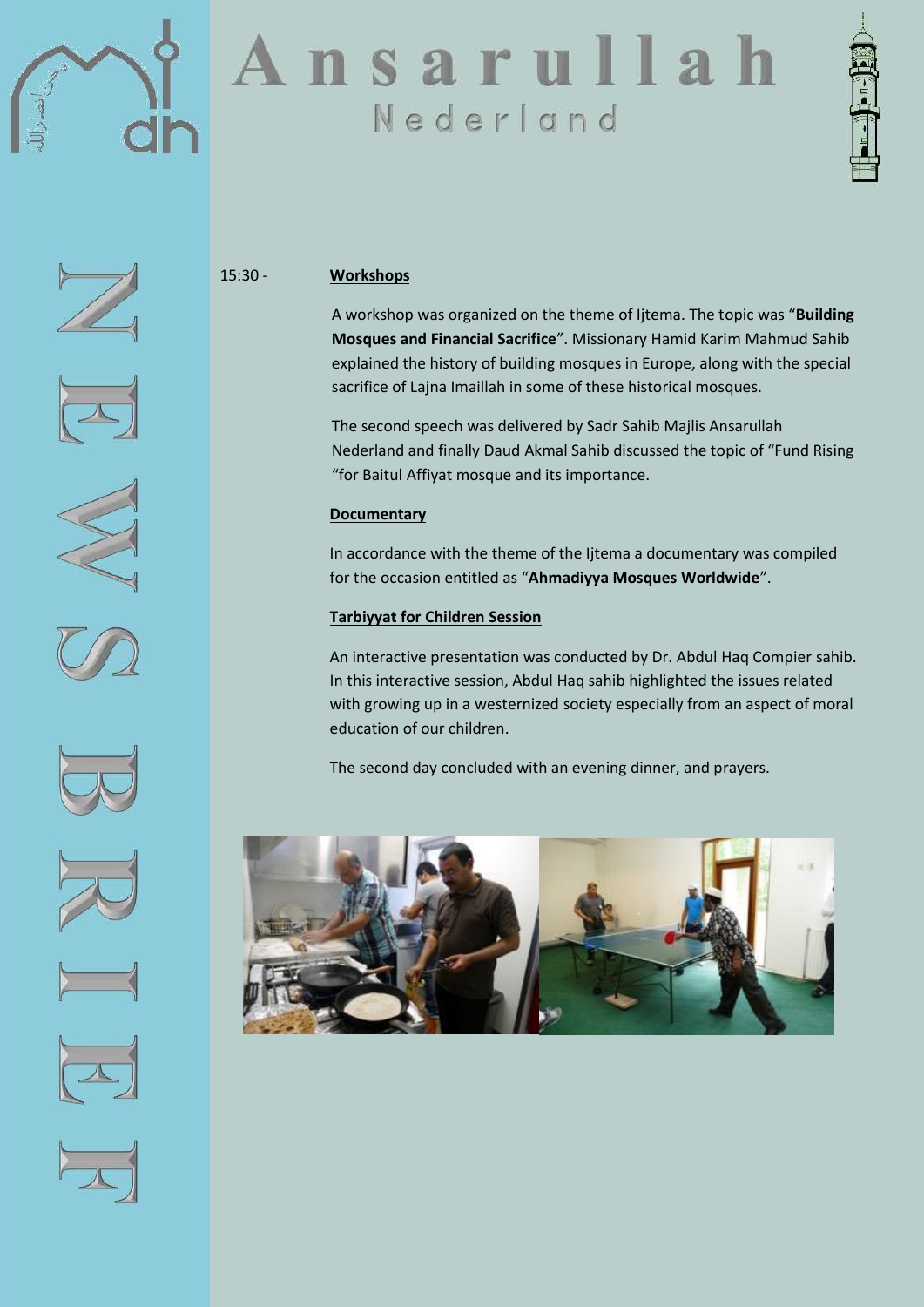15:30 - **Workshops**

A workshop was organized on the theme of Ijtema. The topic was "**Building Mosques and Financial Sacrifice**". Missionary Hamid Karim Mahmud Sahib explained the history of building mosques in Europe, along with the special sacrifice of Lajna Imaillah in some of these historical mosques.

The second speech was delivered by Sadr Sahib Majlis Ansarullah Nederland and finally Daud Akmal Sahib discussed the topic of "Fund Rising "for Baitul Affiyat mosque and its importance.

**Documentary**

In accordance with the theme of the Ijtema a documentary was compiled for the occasion entitled as "**Ahmadiyya Mosques Worldwide**".

**Tarbiyyat for Children Session**

An interactive presentation was conducted by Dr. Abdul Haq Compier sahib. In this interactive session, Abdul Haq sahib highlighted the issues related with growing up in a westernized society especially from an aspect of moral education of our children.

The second day concluded with an evening dinner, and prayers.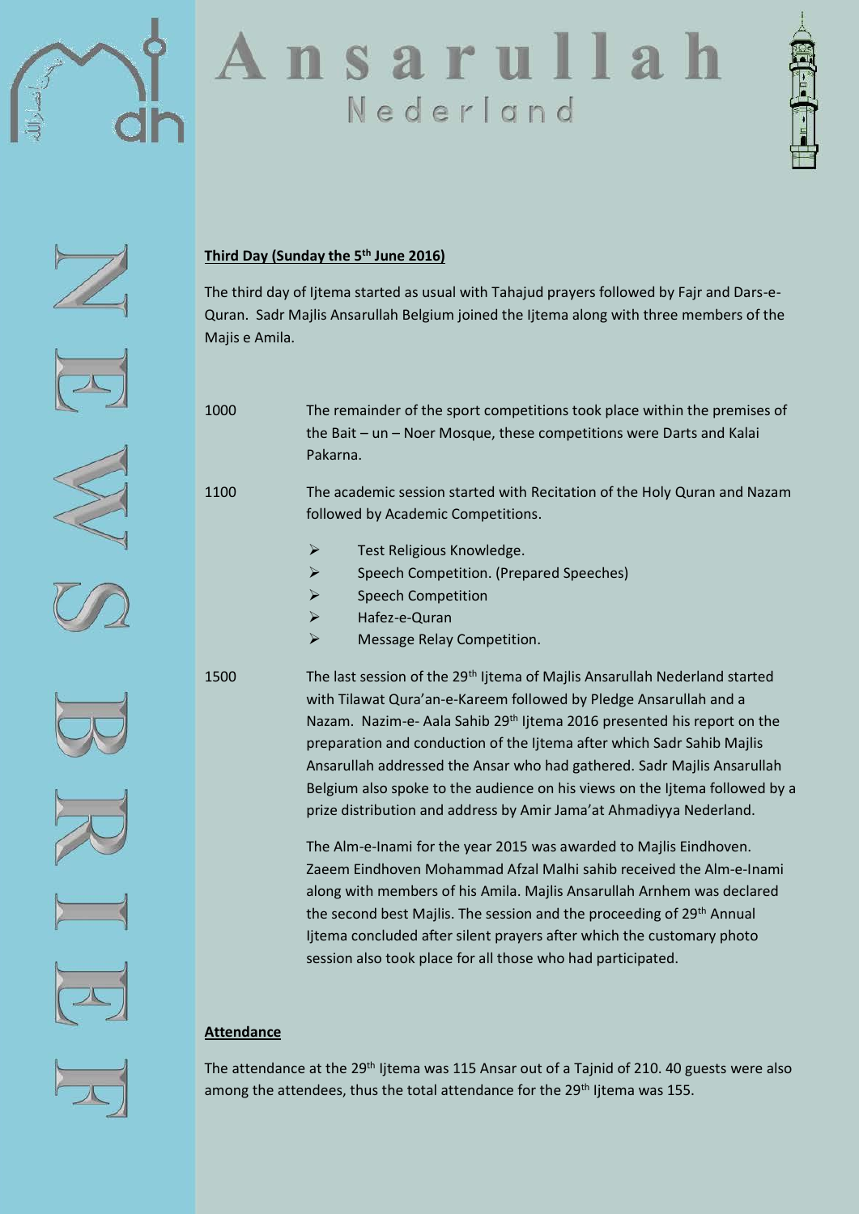**Third Day (Sunday the 5th June 2016)**

The third day of Ijtema started as usual with Tahajud prayers followed by Fajr and Dars-e-Quran. Sadr Majlis Ansarullah Belgium joined the Ijtema along with three members of the Majis e Amila.

1000 The remainder of the sport competitions took place within the premises of the Bait – un – Noer Mosque, these competitions were Darts and Kalai Pakarna.

1100 The academic session started with Recitation of the Holy Quran and Nazam followed by Academic Competitions.

- Test Religious Knowledge.
- Speech Competition. (Prepared Speeches)
- Speech Competition
- Hafez-e-Quran
- Message Relay Competition.

1500 The last session of the 29th Ijtema of Majlis Ansarullah Nederland started with Tilawat Qura'an-e-Kareem followed by Pledge Ansarullah and a Nazam. Nazim-e- Aala Sahib 29th Ijtema 2016 presented his report on the preparation and conduction of the Ijtema after which Sadr Sahib Majlis Ansarullah addressed the Ansar who had gathered. Sadr Majlis Ansarullah Belgium also spoke to the audience on his views on the Ijtema followed by a prize distribution and address by Amir Jama'at Ahmadiyya Nederland.

The Alm-e-Inami for the year 2015 was awarded to Majlis Eindhoven. Zaeem Eindhoven Mohammad Afzal Malhi sahib received the Alm-e-Inami along with members of his Amila. Majlis Ansarullah Arnhem was declared the second best Majlis. The session and the proceeding of 29th Annual Ijtema concluded after silent prayers after which the customary photo session also took place for all those who had participated.

**Attendance**

The attendance at the 29th Ijtema was 115 Ansar out of a Tajnid of 210. 40 guests were also among the attendees, thus the total attendance for the 29th Ijtema was 155.